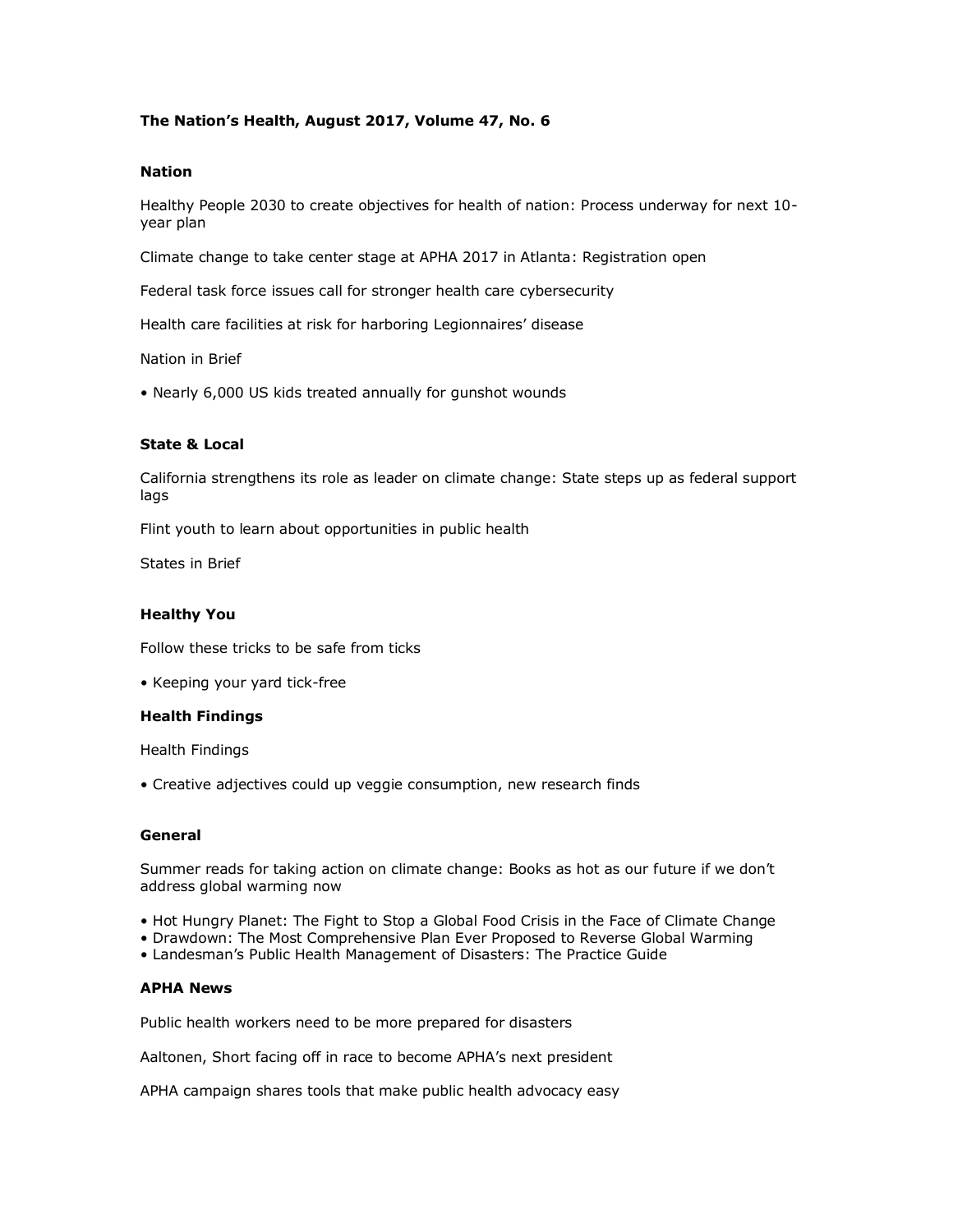**The Nation's Health, August 2017, Volume 47, No. 6**

**Nation**

Healthy People 2030 to create objectives for health of nation: Process underway for next 10-year plan

Climate change to take center stage at APHA 2017 in Atlanta: Registration open

Federal task force issues call for stronger health care cybersecurity

Health care facilities at risk for harboring Legionnaires' disease

Nation in Brief

• Nearly 6,000 US kids treated annually for gunshot wounds

**State & Local**

California strengthens its role as leader on climate change: State steps up as federal support lags

Flint youth to learn about opportunities in public health

States in Brief

**Healthy You**

Follow these tricks to be safe from ticks

• Keeping your yard tick-free

**Health Findings**

Health Findings

• Creative adjectives could up veggie consumption, new research finds

**General**

Summer reads for taking action on climate change: Books as hot as our future if we don't address global warming now

• Hot Hungry Planet: The Fight to Stop a Global Food Crisis in the Face of Climate Change
• Drawdown: The Most Comprehensive Plan Ever Proposed to Reverse Global Warming
• Landesman's Public Health Management of Disasters: The Practice Guide

**APHA News**

Public health workers need to be more prepared for disasters

Aaltonen, Short facing off in race to become APHA's next president

APHA campaign shares tools that make public health advocacy easy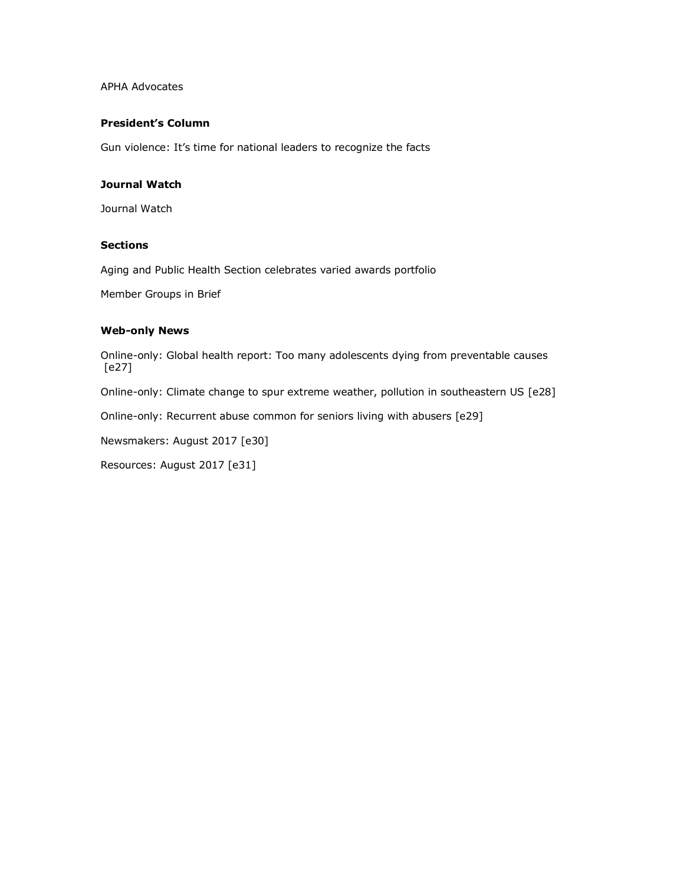APHA Advocates

## President's Column

Gun violence: It's time for national leaders to recognize the facts

## Journal Watch

Journal Watch

## Sections

Aging and Public Health Section celebrates varied awards portfolio

Member Groups in Brief

## Web-only News

Online-only: Global health report: Too many adolescents dying from preventable causes [e27]

Online-only: Climate change to spur extreme weather, pollution in southeastern US [e28]

Online-only: Recurrent abuse common for seniors living with abusers [e29]

Newsmakers: August 2017 [e30]

Resources: August 2017 [e31]